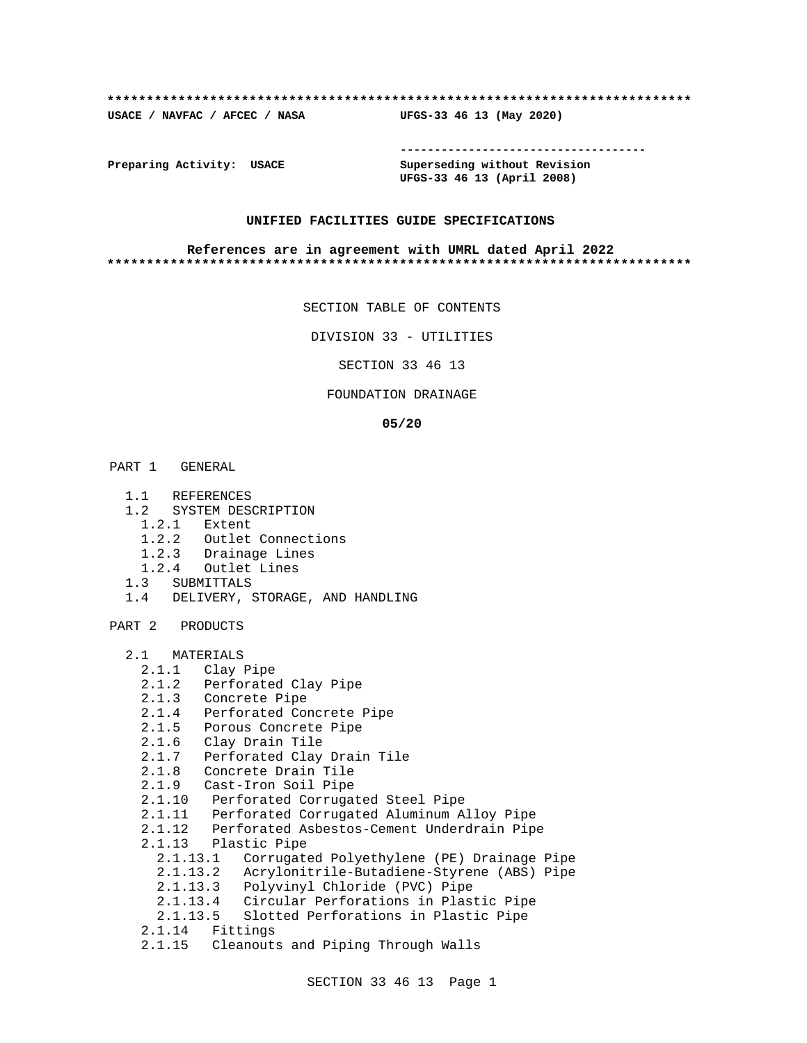**************************************************************************

**USACE / NAVFAC / AFCEC / NASA UFGS-33 46 13 (May 2020)**

-----------------------------------

**Preparing Activity: USACE Superseding without Revision**
**UFGS-33 46 13 (April 2008)**

**UNIFIED FACILITIES GUIDE SPECIFICATIONS**

**References are in agreement with UMRL dated April 2022**

**************************************************************************

SECTION TABLE OF CONTENTS

DIVISION 33 - UTILITIES

SECTION 33 46 13

FOUNDATION DRAINAGE

**05/20**

PART 1 GENERAL

- 1.1 REFERENCES
- 1.2 SYSTEM DESCRIPTION
  - 1.2.1 Extent
  - 1.2.2 Outlet Connections
  - 1.2.3 Drainage Lines
  - 1.2.4 Outlet Lines
- 1.3 SUBMITTALS
- 1.4 DELIVERY, STORAGE, AND HANDLING

PART 2 PRODUCTS

- 2.1 MATERIALS
  - 2.1.1 Clay Pipe
  - 2.1.2 Perforated Clay Pipe
  - 2.1.3 Concrete Pipe
  - 2.1.4 Perforated Concrete Pipe
  - 2.1.5 Porous Concrete Pipe
  - 2.1.6 Clay Drain Tile
  - 2.1.7 Perforated Clay Drain Tile
  - 2.1.8 Concrete Drain Tile
  - 2.1.9 Cast-Iron Soil Pipe
  - 2.1.10 Perforated Corrugated Steel Pipe
  - 2.1.11 Perforated Corrugated Aluminum Alloy Pipe
  - 2.1.12 Perforated Asbestos-Cement Underdrain Pipe
  - 2.1.13 Plastic Pipe
    - 2.1.13.1 Corrugated Polyethylene (PE) Drainage Pipe
    - 2.1.13.2 Acrylonitrile-Butadiene-Styrene (ABS) Pipe
    - 2.1.13.3 Polyvinyl Chloride (PVC) Pipe
    - 2.1.13.4 Circular Perforations in Plastic Pipe
    - 2.1.13.5 Slotted Perforations in Plastic Pipe
  - 2.1.14 Fittings
  - 2.1.15 Cleanouts and Piping Through Walls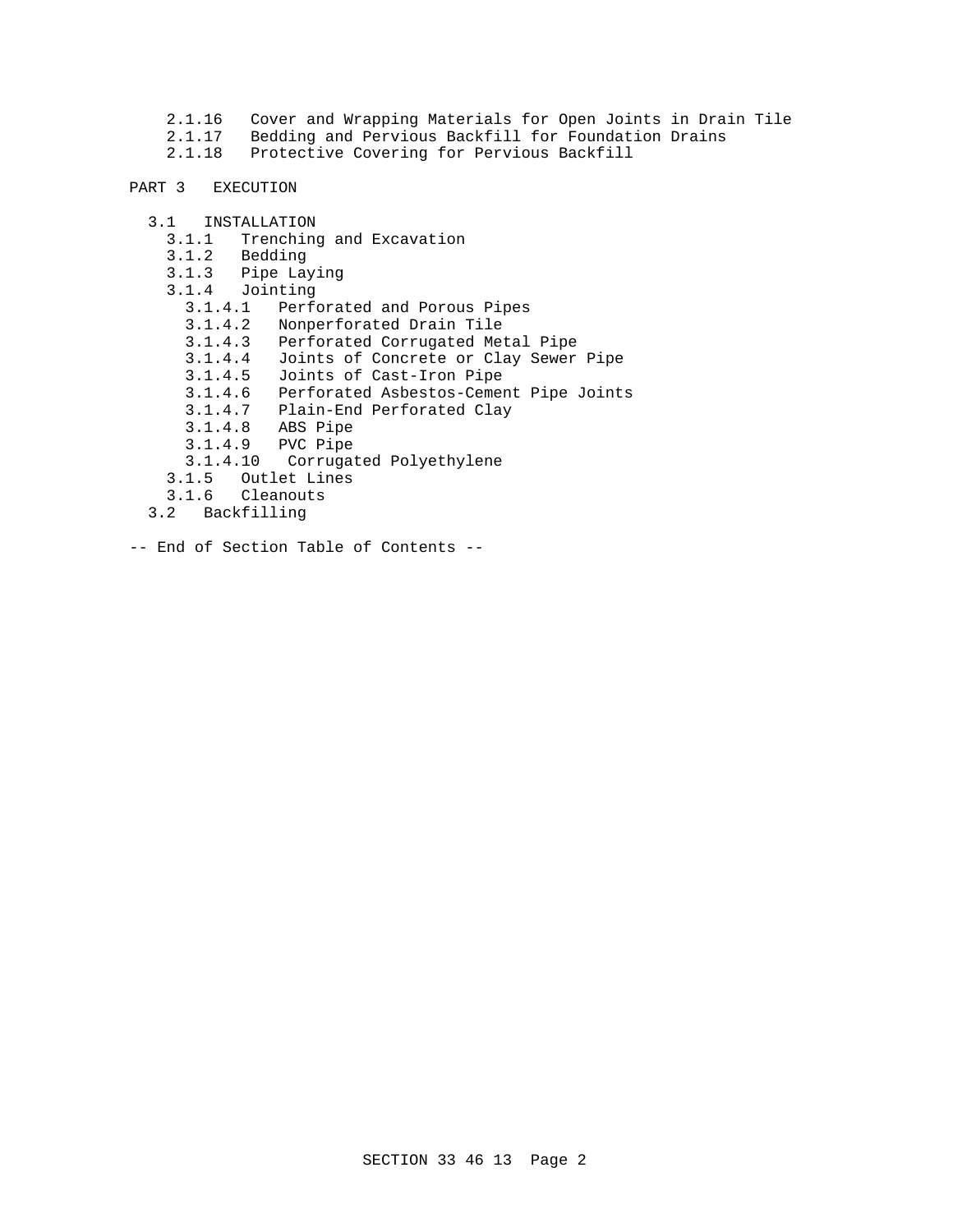- 2.1.16 Cover and Wrapping Materials for Open Joints in Drain Tile
- 2.1.17 Bedding and Pervious Backfill for Foundation Drains
- 2.1.18 Protective Covering for Pervious Backfill

PART 3 EXECUTION

- 3.1 INSTALLATION
  - 3.1.1 Trenching and Excavation
  - 3.1.2 Bedding
  - 3.1.3 Pipe Laying
  - 3.1.4 Jointing
    - 3.1.4.1 Perforated and Porous Pipes
    - 3.1.4.2 Nonperforated Drain Tile
    - 3.1.4.3 Perforated Corrugated Metal Pipe
    - 3.1.4.4 Joints of Concrete or Clay Sewer Pipe
    - 3.1.4.5 Joints of Cast-Iron Pipe
    - 3.1.4.6 Perforated Asbestos-Cement Pipe Joints
    - 3.1.4.7 Plain-End Perforated Clay
    - 3.1.4.8 ABS Pipe
    - 3.1.4.9 PVC Pipe
    - 3.1.4.10 Corrugated Polyethylene
  - 3.1.5 Outlet Lines
  - 3.1.6 Cleanouts
- 3.2 Backfilling

-- End of Section Table of Contents --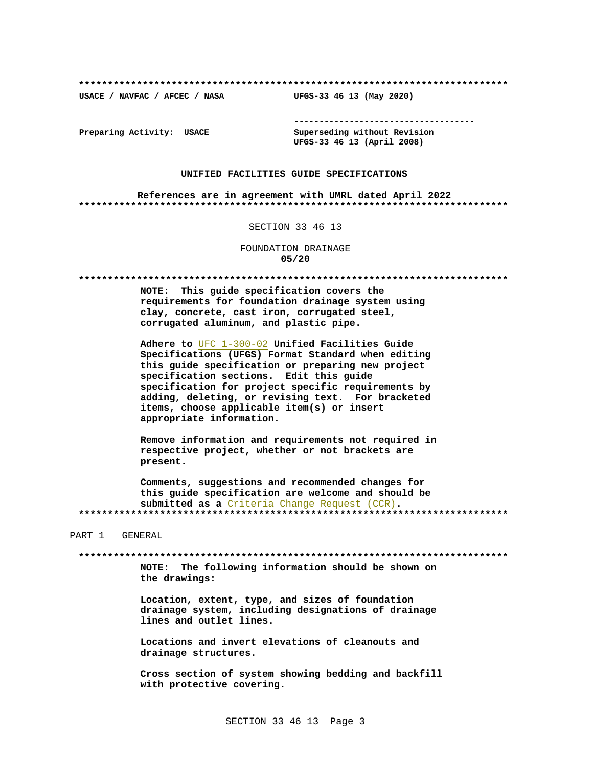**************************************************************************

USACE / NAVFAC / AFCEC / NASA UFGS-33 46 13 (May 2020)

-----------------------------------

Preparing Activity: USACE

Superseding without Revision
UFGS-33 46 13 (April 2008)

**UNIFIED FACILITIES GUIDE SPECIFICATIONS**

**References are in agreement with UMRL dated April 2022**

**************************************************************************

SECTION 33 46 13

FOUNDATION DRAINAGE
**05/20**

**************************************************************************

**NOTE: This guide specification covers the requirements for foundation drainage system using clay, concrete, cast iron, corrugated steel, corrugated aluminum, and plastic pipe.**

**Adhere to UFC 1-300-02 Unified Facilities Guide Specifications (UFGS) Format Standard when editing this guide specification or preparing new project specification sections. Edit this guide specification for project specific requirements by adding, deleting, or revising text. For bracketed items, choose applicable item(s) or insert appropriate information.**

**Remove information and requirements not required in respective project, whether or not brackets are present.**

**Comments, suggestions and recommended changes for this guide specification are welcome and should be submitted as a Criteria Change Request (CCR).**

**************************************************************************

PART 1 GENERAL

**************************************************************************

**NOTE: The following information should be shown on the drawings:**

**Location, extent, type, and sizes of foundation drainage system, including designations of drainage lines and outlet lines.**

**Locations and invert elevations of cleanouts and drainage structures.**

**Cross section of system showing bedding and backfill with protective covering.**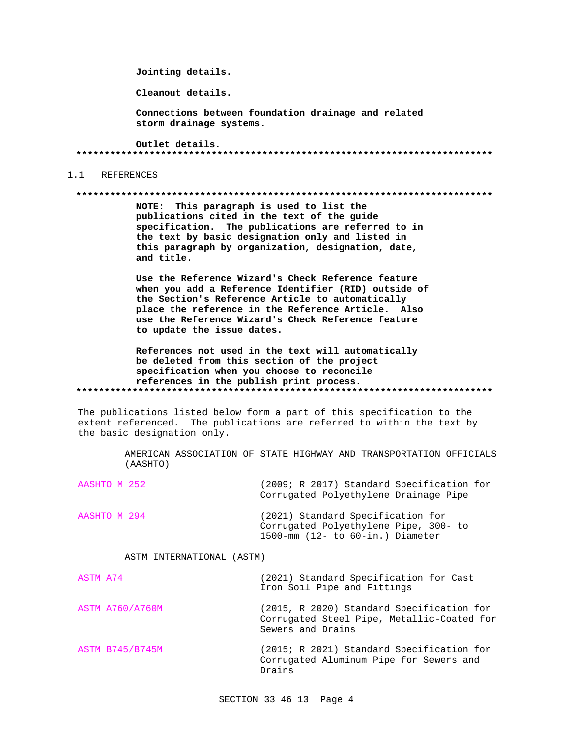**Jointing details.**

**Cleanout details.**

**Connections between foundation drainage and related storm drainage systems.**

**Outlet details.**

**************************************************************************

## 1.1 REFERENCES

**************************************************************************

**NOTE: This paragraph is used to list the publications cited in the text of the guide specification. The publications are referred to in the text by basic designation only and listed in this paragraph by organization, designation, date, and title.**

**Use the Reference Wizard's Check Reference feature when you add a Reference Identifier (RID) outside of the Section's Reference Article to automatically place the reference in the Reference Article. Also use the Reference Wizard's Check Reference feature to update the issue dates.**

**References not used in the text will automatically be deleted from this section of the project specification when you choose to reconcile references in the publish print process.**

**************************************************************************

The publications listed below form a part of this specification to the extent referenced. The publications are referred to within the text by the basic designation only.

AMERICAN ASSOCIATION OF STATE HIGHWAY AND TRANSPORTATION OFFICIALS (AASHTO)

| | |
|---|---|
| AASHTO M 252 | (2009; R 2017) Standard Specification for Corrugated Polyethylene Drainage Pipe |
| AASHTO M 294 | (2021) Standard Specification for Corrugated Polyethylene Pipe, 300- to 1500-mm (12- to 60-in.) Diameter |

ASTM INTERNATIONAL (ASTM)

| | |
|---|---|
| ASTM A74 | (2021) Standard Specification for Cast Iron Soil Pipe and Fittings |
| ASTM A760/A760M | (2015, R 2020) Standard Specification for Corrugated Steel Pipe, Metallic-Coated for Sewers and Drains |
| ASTM B745/B745M | (2015; R 2021) Standard Specification for Corrugated Aluminum Pipe for Sewers and Drains |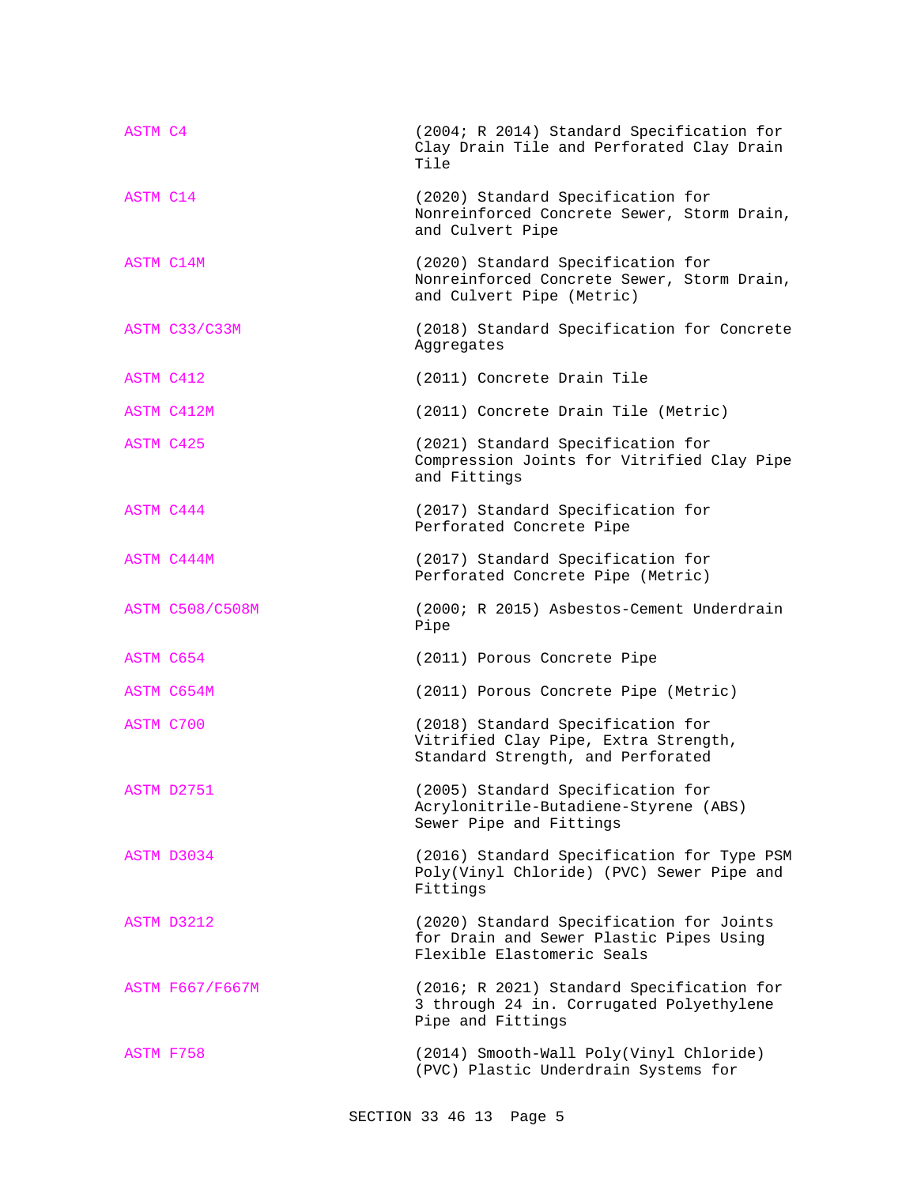| | |
|---|---|
| ASTM C4 | (2004; R 2014) Standard Specification for Clay Drain Tile and Perforated Clay Drain Tile |
| ASTM C14 | (2020) Standard Specification for Nonreinforced Concrete Sewer, Storm Drain, and Culvert Pipe |
| ASTM C14M | (2020) Standard Specification for Nonreinforced Concrete Sewer, Storm Drain, and Culvert Pipe (Metric) |
| ASTM C33/C33M | (2018) Standard Specification for Concrete Aggregates |
| ASTM C412 | (2011) Concrete Drain Tile |
| ASTM C412M | (2011) Concrete Drain Tile (Metric) |
| ASTM C425 | (2021) Standard Specification for Compression Joints for Vitrified Clay Pipe and Fittings |
| ASTM C444 | (2017) Standard Specification for Perforated Concrete Pipe |
| ASTM C444M | (2017) Standard Specification for Perforated Concrete Pipe (Metric) |
| ASTM C508/C508M | (2000; R 2015) Asbestos-Cement Underdrain Pipe |
| ASTM C654 | (2011) Porous Concrete Pipe |
| ASTM C654M | (2011) Porous Concrete Pipe (Metric) |
| ASTM C700 | (2018) Standard Specification for Vitrified Clay Pipe, Extra Strength, Standard Strength, and Perforated |
| ASTM D2751 | (2005) Standard Specification for Acrylonitrile-Butadiene-Styrene (ABS) Sewer Pipe and Fittings |
| ASTM D3034 | (2016) Standard Specification for Type PSM Poly(Vinyl Chloride) (PVC) Sewer Pipe and Fittings |
| ASTM D3212 | (2020) Standard Specification for Joints for Drain and Sewer Plastic Pipes Using Flexible Elastomeric Seals |
| ASTM F667/F667M | (2016; R 2021) Standard Specification for 3 through 24 in. Corrugated Polyethylene Pipe and Fittings |
| ASTM F758 | (2014) Smooth-Wall Poly(Vinyl Chloride) (PVC) Plastic Underdrain Systems for |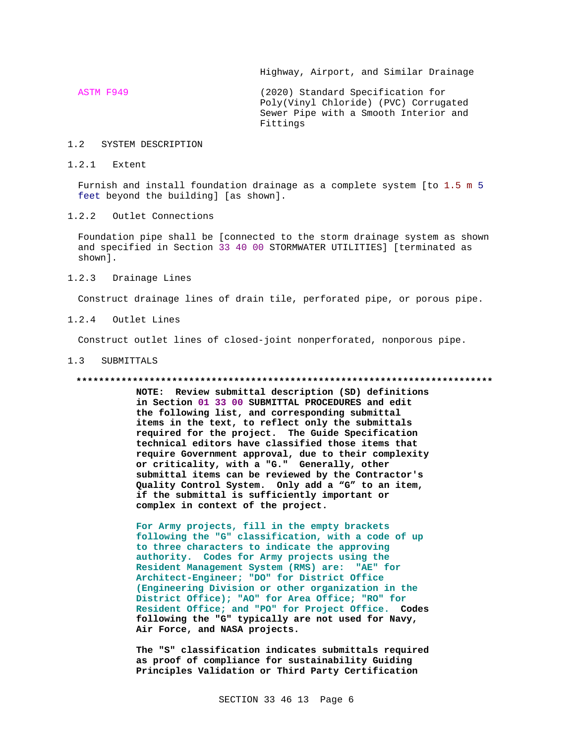Highway, Airport, and Similar Drainage

ASTM F949 (2020) Standard Specification for Poly(Vinyl Chloride) (PVC) Corrugated Sewer Pipe with a Smooth Interior and Fittings

## 1.2 SYSTEM DESCRIPTION

### 1.2.1 Extent

Furnish and install foundation drainage as a complete system [to 1.5 m 5 feet beyond the building] [as shown].

### 1.2.2 Outlet Connections

Foundation pipe shall be [connected to the storm drainage system as shown and specified in Section 33 40 00 STORMWATER UTILITIES] [terminated as shown].

### 1.2.3 Drainage Lines

Construct drainage lines of drain tile, perforated pipe, or porous pipe.

### 1.2.4 Outlet Lines

Construct outlet lines of closed-joint nonperforated, nonporous pipe.

## 1.3 SUBMITTALS

**************************************************************************

**NOTE: Review submittal description (SD) definitions in Section 01 33 00 SUBMITTAL PROCEDURES and edit the following list, and corresponding submittal items in the text, to reflect only the submittals required for the project. The Guide Specification technical editors have classified those items that require Government approval, due to their complexity or criticality, with a "G." Generally, other submittal items can be reviewed by the Contractor's Quality Control System. Only add a "G" to an item, if the submittal is sufficiently important or complex in context of the project.**

**For Army projects, fill in the empty brackets following the "G" classification, with a code of up to three characters to indicate the approving authority. Codes for Army projects using the Resident Management System (RMS) are: "AE" for Architect-Engineer; "DO" for District Office (Engineering Division or other organization in the District Office); "AO" for Area Office; "RO" for Resident Office; and "PO" for Project Office. Codes following the "G" typically are not used for Navy, Air Force, and NASA projects.**

**The "S" classification indicates submittals required as proof of compliance for sustainability Guiding Principles Validation or Third Party Certification**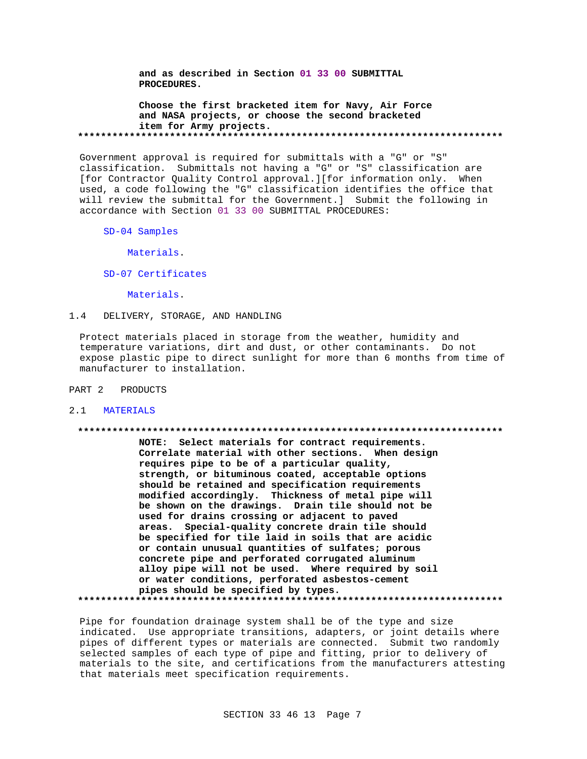**and as described in Section 01 33 00 SUBMITTAL PROCEDURES.**

**Choose the first bracketed item for Navy, Air Force and NASA projects, or choose the second bracketed item for Army projects.**

**************************************************************************

Government approval is required for submittals with a "G" or "S" classification. Submittals not having a "G" or "S" classification are [for Contractor Quality Control approval.][for information only. When used, a code following the "G" classification identifies the office that will review the submittal for the Government.] Submit the following in accordance with Section 01 33 00 SUBMITTAL PROCEDURES:

SD-04 Samples

Materials.

SD-07 Certificates

Materials.

## 1.4 DELIVERY, STORAGE, AND HANDLING

Protect materials placed in storage from the weather, humidity and temperature variations, dirt and dust, or other contaminants. Do not expose plastic pipe to direct sunlight for more than 6 months from time of manufacturer to installation.

# PART 2 PRODUCTS

## 2.1 MATERIALS

**************************************************************************

**NOTE: Select materials for contract requirements. Correlate material with other sections. When design requires pipe to be of a particular quality, strength, or bituminous coated, acceptable options should be retained and specification requirements modified accordingly. Thickness of metal pipe will be shown on the drawings. Drain tile should not be used for drains crossing or adjacent to paved areas. Special-quality concrete drain tile should be specified for tile laid in soils that are acidic or contain unusual quantities of sulfates; porous concrete pipe and perforated corrugated aluminum alloy pipe will not be used. Where required by soil or water conditions, perforated asbestos-cement pipes should be specified by types.**

**************************************************************************

Pipe for foundation drainage system shall be of the type and size indicated. Use appropriate transitions, adapters, or joint details where pipes of different types or materials are connected. Submit two randomly selected samples of each type of pipe and fitting, prior to delivery of materials to the site, and certifications from the manufacturers attesting that materials meet specification requirements.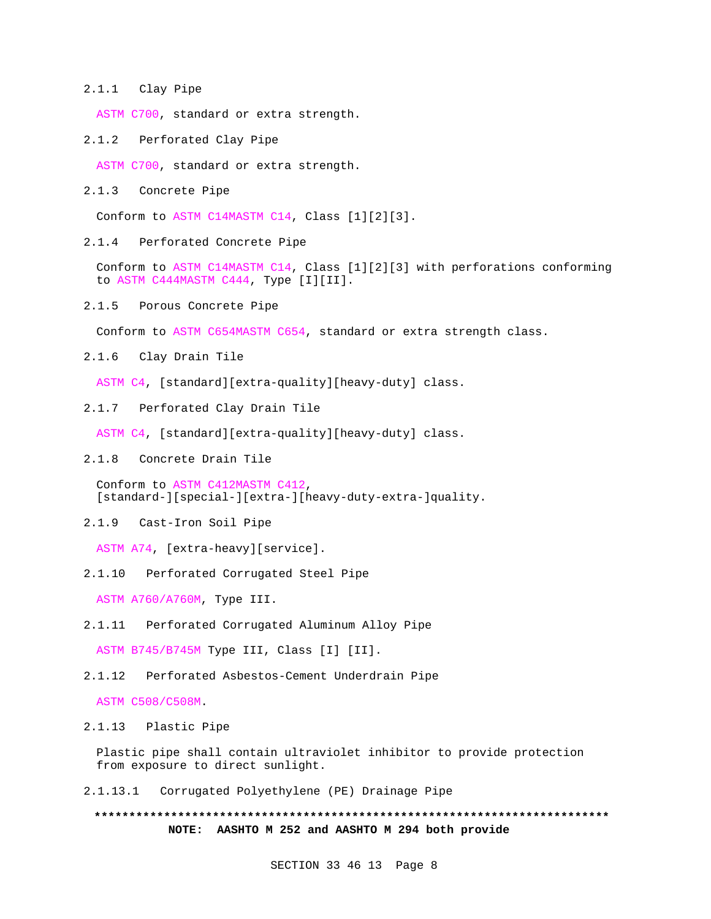### 2.1.1 Clay Pipe

ASTM C700, standard or extra strength.

### 2.1.2 Perforated Clay Pipe

ASTM C700, standard or extra strength.

### 2.1.3 Concrete Pipe

Conform to ASTM C14MASTM C14, Class [1][2][3].

### 2.1.4 Perforated Concrete Pipe

Conform to ASTM C14MASTM C14, Class [1][2][3] with perforations conforming to ASTM C444MASTM C444, Type [I][II].

### 2.1.5 Porous Concrete Pipe

Conform to ASTM C654MASTM C654, standard or extra strength class.

### 2.1.6 Clay Drain Tile

ASTM C4, [standard][extra-quality][heavy-duty] class.

### 2.1.7 Perforated Clay Drain Tile

ASTM C4, [standard][extra-quality][heavy-duty] class.

### 2.1.8 Concrete Drain Tile

Conform to ASTM C412MASTM C412, [standard-][special-][extra-][heavy-duty-extra-]quality.

### 2.1.9 Cast-Iron Soil Pipe

ASTM A74, [extra-heavy][service].

### 2.1.10 Perforated Corrugated Steel Pipe

ASTM A760/A760M, Type III.

### 2.1.11 Perforated Corrugated Aluminum Alloy Pipe

ASTM B745/B745M Type III, Class [I] [II].

### 2.1.12 Perforated Asbestos-Cement Underdrain Pipe

ASTM C508/C508M.

### 2.1.13 Plastic Pipe

Plastic pipe shall contain ultraviolet inhibitor to provide protection from exposure to direct sunlight.

#### 2.1.13.1 Corrugated Polyethylene (PE) Drainage Pipe

**************************************************************************

**NOTE: AASHTO M 252 and AASHTO M 294 both provide**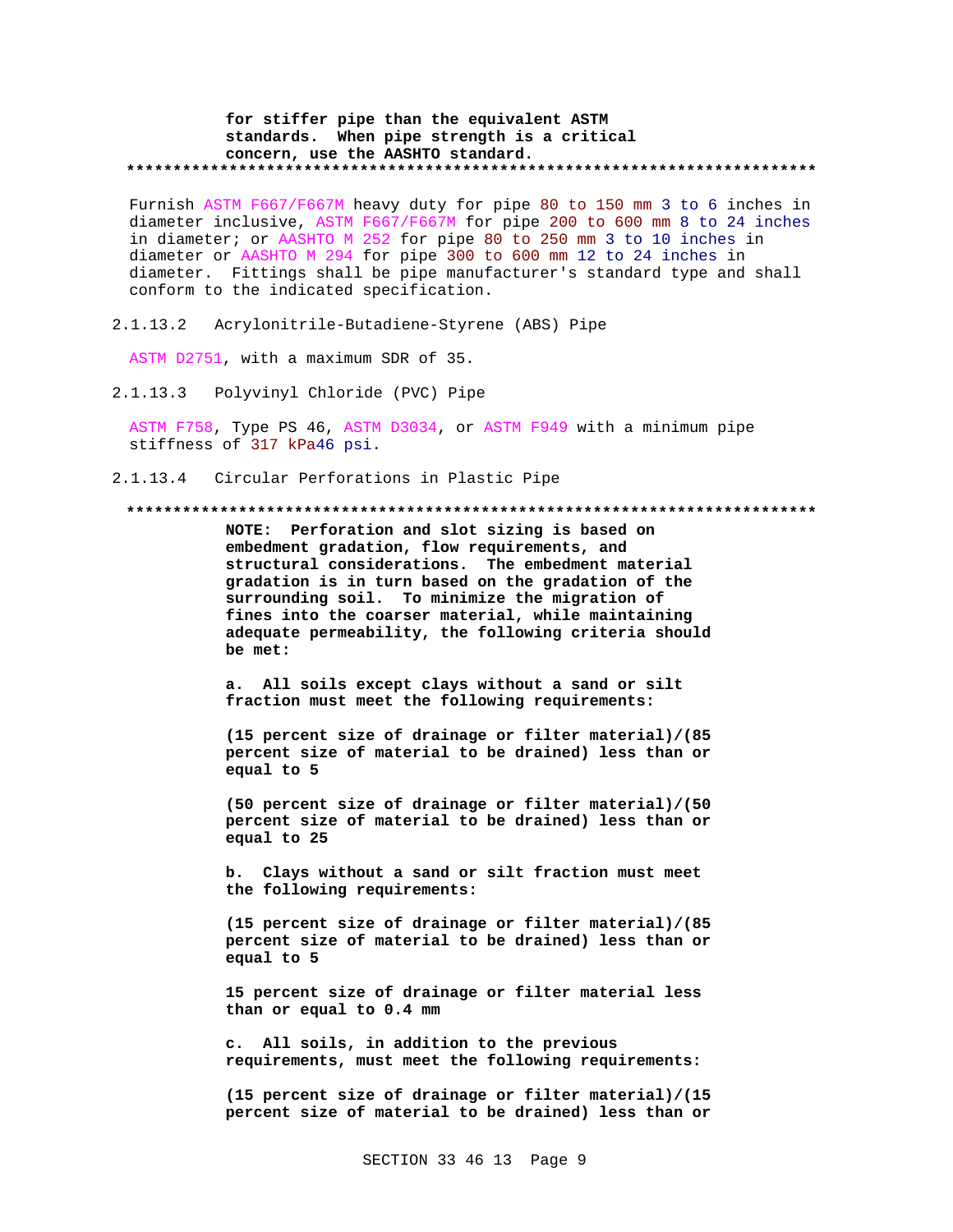**for stiffer pipe than the equivalent ASTM standards. When pipe strength is a critical concern, use the AASHTO standard.**

**************************************************************************

Furnish ASTM F667/F667M heavy duty for pipe 80 to 150 mm 3 to 6 inches in diameter inclusive, ASTM F667/F667M for pipe 200 to 600 mm 8 to 24 inches in diameter; or AASHTO M 252 for pipe 80 to 250 mm 3 to 10 inches in diameter or AASHTO M 294 for pipe 300 to 600 mm 12 to 24 inches in diameter. Fittings shall be pipe manufacturer's standard type and shall conform to the indicated specification.

2.1.13.2 Acrylonitrile-Butadiene-Styrene (ABS) Pipe

ASTM D2751, with a maximum SDR of 35.

2.1.13.3 Polyvinyl Chloride (PVC) Pipe

ASTM F758, Type PS 46, ASTM D3034, or ASTM F949 with a minimum pipe stiffness of 317 kPa46 psi.

2.1.13.4 Circular Perforations in Plastic Pipe

**************************************************************************

**NOTE: Perforation and slot sizing is based on embedment gradation, flow requirements, and structural considerations. The embedment material gradation is in turn based on the gradation of the surrounding soil. To minimize the migration of fines into the coarser material, while maintaining adequate permeability, the following criteria should be met:**

**a. All soils except clays without a sand or silt fraction must meet the following requirements:**

**(15 percent size of drainage or filter material)/(85 percent size of material to be drained) less than or equal to 5**

**(50 percent size of drainage or filter material)/(50 percent size of material to be drained) less than or equal to 25**

**b. Clays without a sand or silt fraction must meet the following requirements:**

**(15 percent size of drainage or filter material)/(85 percent size of material to be drained) less than or equal to 5**

**15 percent size of drainage or filter material less than or equal to 0.4 mm**

**c. All soils, in addition to the previous requirements, must meet the following requirements:**

**(15 percent size of drainage or filter material)/(15 percent size of material to be drained) less than or**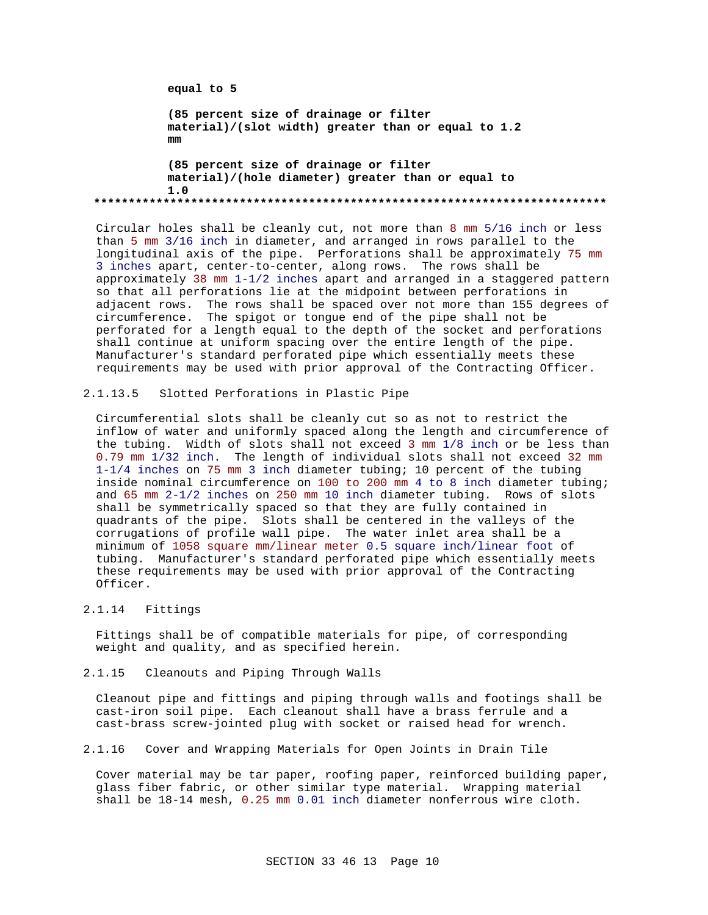**equal to 5**

**(85 percent size of drainage or filter material)/(slot width) greater than or equal to 1.2 mm**

**(85 percent size of drainage or filter material)/(hole diameter) greater than or equal to 1.0**

**************************************************************************

Circular holes shall be cleanly cut, not more than 8 mm 5/16 inch or less than 5 mm 3/16 inch in diameter, and arranged in rows parallel to the longitudinal axis of the pipe. Perforations shall be approximately 75 mm 3 inches apart, center-to-center, along rows. The rows shall be approximately 38 mm 1-1/2 inches apart and arranged in a staggered pattern so that all perforations lie at the midpoint between perforations in adjacent rows. The rows shall be spaced over not more than 155 degrees of circumference. The spigot or tongue end of the pipe shall not be perforated for a length equal to the depth of the socket and perforations shall continue at uniform spacing over the entire length of the pipe. Manufacturer's standard perforated pipe which essentially meets these requirements may be used with prior approval of the Contracting Officer.

#### 2.1.13.5 Slotted Perforations in Plastic Pipe

Circumferential slots shall be cleanly cut so as not to restrict the inflow of water and uniformly spaced along the length and circumference of the tubing. Width of slots shall not exceed 3 mm 1/8 inch or be less than 0.79 mm 1/32 inch. The length of individual slots shall not exceed 32 mm 1-1/4 inches on 75 mm 3 inch diameter tubing; 10 percent of the tubing inside nominal circumference on 100 to 200 mm 4 to 8 inch diameter tubing; and 65 mm 2-1/2 inches on 250 mm 10 inch diameter tubing. Rows of slots shall be symmetrically spaced so that they are fully contained in quadrants of the pipe. Slots shall be centered in the valleys of the corrugations of profile wall pipe. The water inlet area shall be a minimum of 1058 square mm/linear meter 0.5 square inch/linear foot of tubing. Manufacturer's standard perforated pipe which essentially meets these requirements may be used with prior approval of the Contracting Officer.

### 2.1.14 Fittings

Fittings shall be of compatible materials for pipe, of corresponding weight and quality, and as specified herein.

### 2.1.15 Cleanouts and Piping Through Walls

Cleanout pipe and fittings and piping through walls and footings shall be cast-iron soil pipe. Each cleanout shall have a brass ferrule and a cast-brass screw-jointed plug with socket or raised head for wrench.

### 2.1.16 Cover and Wrapping Materials for Open Joints in Drain Tile

Cover material may be tar paper, roofing paper, reinforced building paper, glass fiber fabric, or other similar type material. Wrapping material shall be 18-14 mesh, 0.25 mm 0.01 inch diameter nonferrous wire cloth.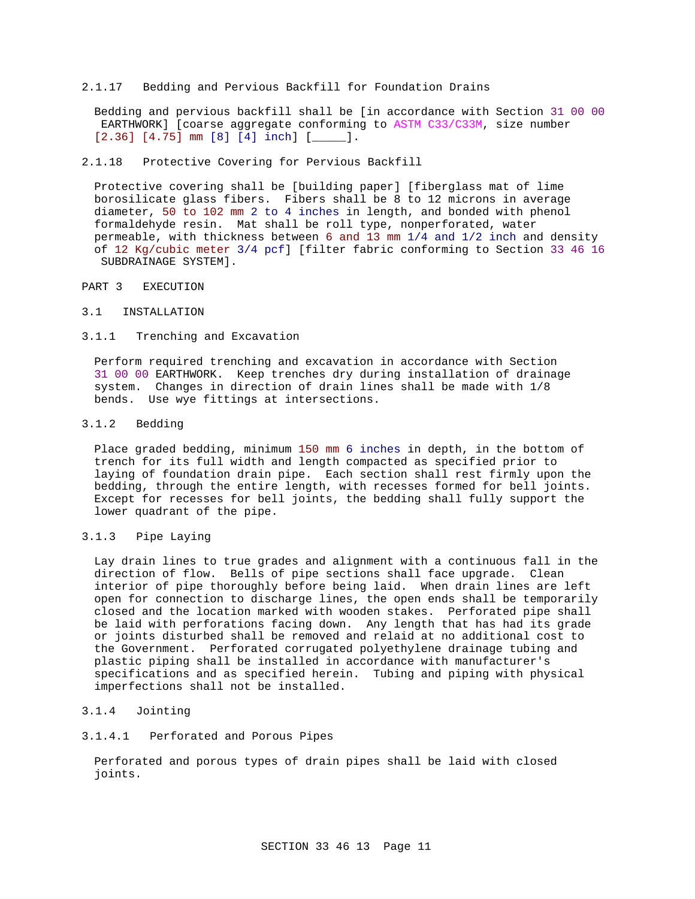#### 2.1.17 Bedding and Pervious Backfill for Foundation Drains

Bedding and pervious backfill shall be [in accordance with Section 31 00 00 EARTHWORK] [coarse aggregate conforming to ASTM C33/C33M, size number [2.36] [4.75] mm [8] [4] inch] [_____].

#### 2.1.18 Protective Covering for Pervious Backfill

Protective covering shall be [building paper] [fiberglass mat of lime borosilicate glass fibers. Fibers shall be 8 to 12 microns in average diameter, 50 to 102 mm 2 to 4 inches in length, and bonded with phenol formaldehyde resin. Mat shall be roll type, nonperforated, water permeable, with thickness between 6 and 13 mm 1/4 and 1/2 inch and density of 12 Kg/cubic meter 3/4 pcf] [filter fabric conforming to Section 33 46 16 SUBDRAINAGE SYSTEM].

# PART 3 EXECUTION

## 3.1 INSTALLATION

### 3.1.1 Trenching and Excavation

Perform required trenching and excavation in accordance with Section 31 00 00 EARTHWORK. Keep trenches dry during installation of drainage system. Changes in direction of drain lines shall be made with 1/8 bends. Use wye fittings at intersections.

### 3.1.2 Bedding

Place graded bedding, minimum 150 mm 6 inches in depth, in the bottom of trench for its full width and length compacted as specified prior to laying of foundation drain pipe. Each section shall rest firmly upon the bedding, through the entire length, with recesses formed for bell joints. Except for recesses for bell joints, the bedding shall fully support the lower quadrant of the pipe.

### 3.1.3 Pipe Laying

Lay drain lines to true grades and alignment with a continuous fall in the direction of flow. Bells of pipe sections shall face upgrade. Clean interior of pipe thoroughly before being laid. When drain lines are left open for connection to discharge lines, the open ends shall be temporarily closed and the location marked with wooden stakes. Perforated pipe shall be laid with perforations facing down. Any length that has had its grade or joints disturbed shall be removed and relaid at no additional cost to the Government. Perforated corrugated polyethylene drainage tubing and plastic piping shall be installed in accordance with manufacturer's specifications and as specified herein. Tubing and piping with physical imperfections shall not be installed.

### 3.1.4 Jointing

#### 3.1.4.1 Perforated and Porous Pipes

Perforated and porous types of drain pipes shall be laid with closed joints.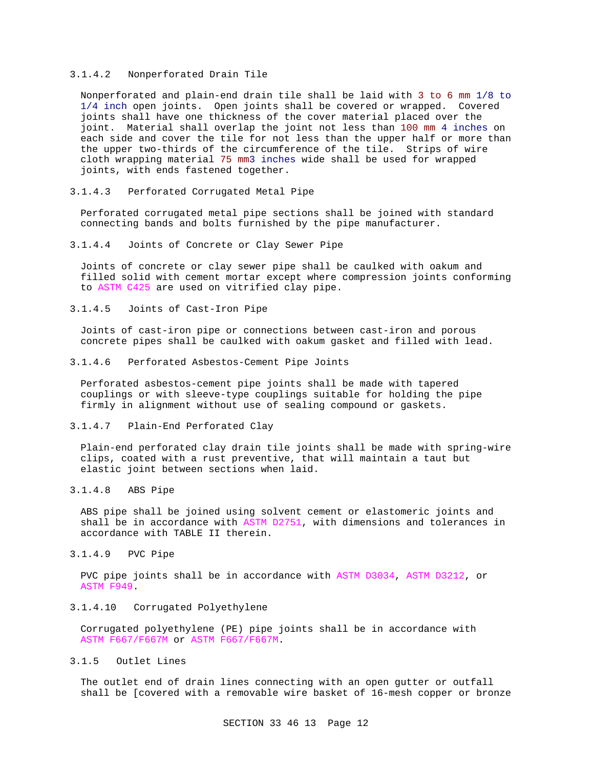#### 3.1.4.2 Nonperforated Drain Tile

Nonperforated and plain-end drain tile shall be laid with 3 to 6 mm 1/8 to 1/4 inch open joints. Open joints shall be covered or wrapped. Covered joints shall have one thickness of the cover material placed over the joint. Material shall overlap the joint not less than 100 mm 4 inches on each side and cover the tile for not less than the upper half or more than the upper two-thirds of the circumference of the tile. Strips of wire cloth wrapping material 75 mm3 inches wide shall be used for wrapped joints, with ends fastened together.

#### 3.1.4.3 Perforated Corrugated Metal Pipe

Perforated corrugated metal pipe sections shall be joined with standard connecting bands and bolts furnished by the pipe manufacturer.

#### 3.1.4.4 Joints of Concrete or Clay Sewer Pipe

Joints of concrete or clay sewer pipe shall be caulked with oakum and filled solid with cement mortar except where compression joints conforming to ASTM C425 are used on vitrified clay pipe.

#### 3.1.4.5 Joints of Cast-Iron Pipe

Joints of cast-iron pipe or connections between cast-iron and porous concrete pipes shall be caulked with oakum gasket and filled with lead.

#### 3.1.4.6 Perforated Asbestos-Cement Pipe Joints

Perforated asbestos-cement pipe joints shall be made with tapered couplings or with sleeve-type couplings suitable for holding the pipe firmly in alignment without use of sealing compound or gaskets.

#### 3.1.4.7 Plain-End Perforated Clay

Plain-end perforated clay drain tile joints shall be made with spring-wire clips, coated with a rust preventive, that will maintain a taut but elastic joint between sections when laid.

#### 3.1.4.8 ABS Pipe

ABS pipe shall be joined using solvent cement or elastomeric joints and shall be in accordance with ASTM D2751, with dimensions and tolerances in accordance with TABLE II therein.

#### 3.1.4.9 PVC Pipe

PVC pipe joints shall be in accordance with ASTM D3034, ASTM D3212, or ASTM F949.

#### 3.1.4.10 Corrugated Polyethylene

Corrugated polyethylene (PE) pipe joints shall be in accordance with ASTM F667/F667M or ASTM F667/F667M.

### 3.1.5 Outlet Lines

The outlet end of drain lines connecting with an open gutter or outfall shall be [covered with a removable wire basket of 16-mesh copper or bronze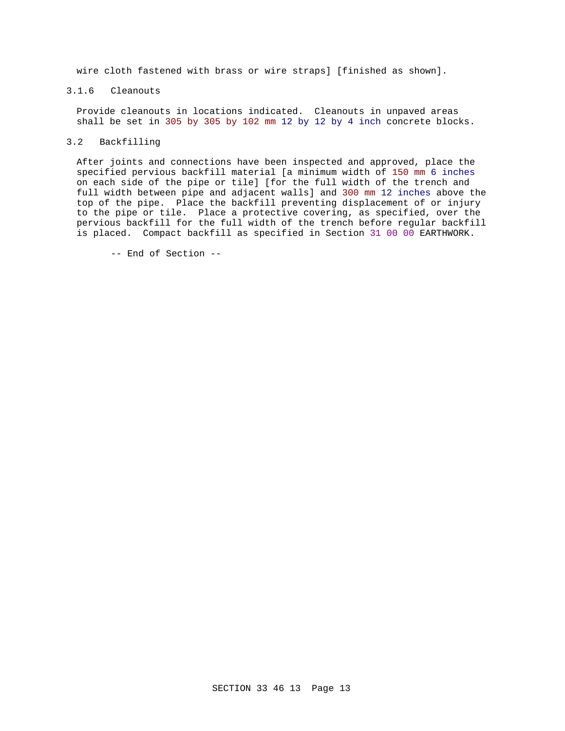wire cloth fastened with brass or wire straps] [finished as shown].

### 3.1.6 Cleanouts

Provide cleanouts in locations indicated. Cleanouts in unpaved areas shall be set in 305 by 305 by 102 mm 12 by 12 by 4 inch concrete blocks.

## 3.2 Backfilling

After joints and connections have been inspected and approved, place the specified pervious backfill material [a minimum width of 150 mm 6 inches on each side of the pipe or tile] [for the full width of the trench and full width between pipe and adjacent walls] and 300 mm 12 inches above the top of the pipe. Place the backfill preventing displacement of or injury to the pipe or tile. Place a protective covering, as specified, over the pervious backfill for the full width of the trench before regular backfill is placed. Compact backfill as specified in Section 31 00 00 EARTHWORK.

-- End of Section --